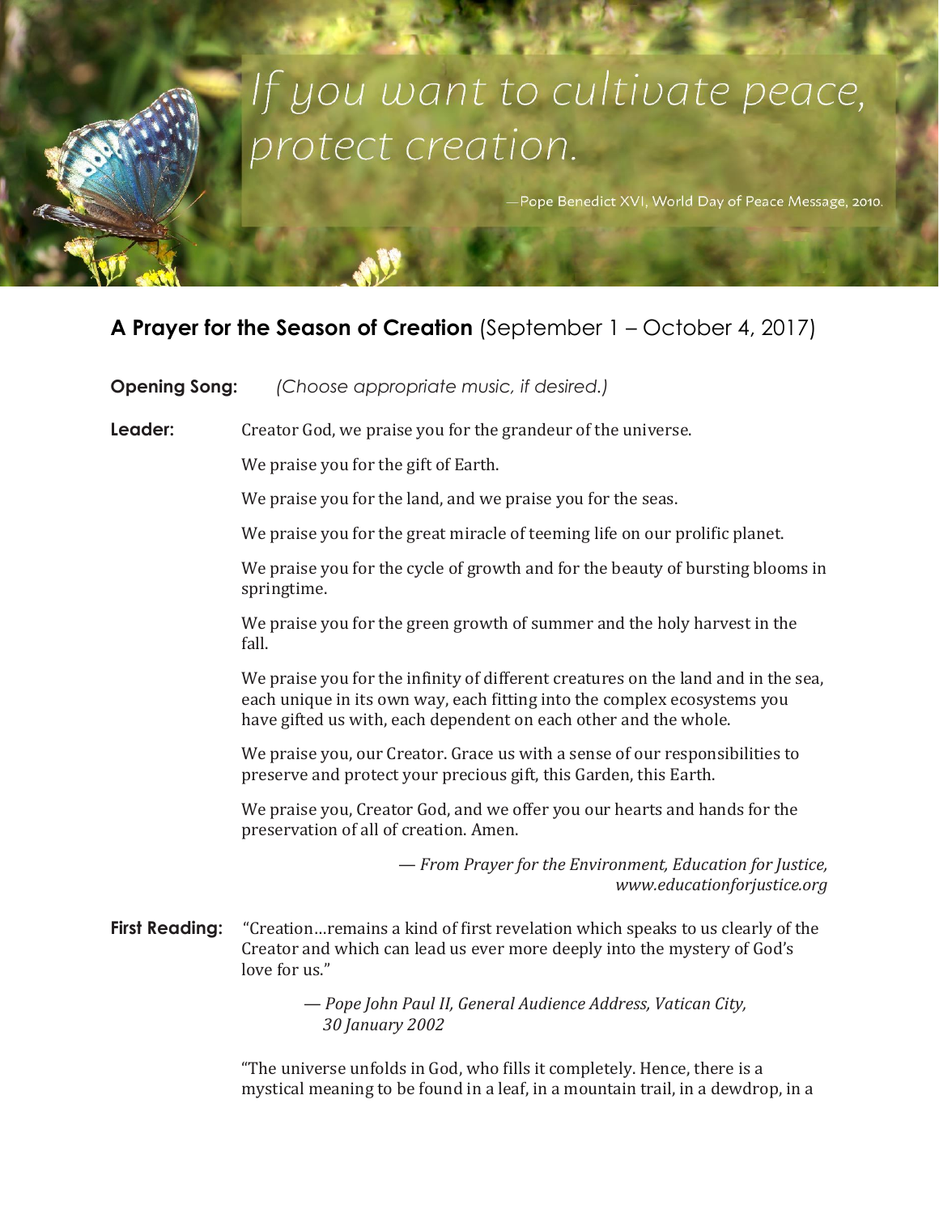*If you want to cultivate peace, protect creation.*

—Pope Benedict XVI, World Day of Peace Message, 2010.

## **A Prayer for the Season of Creation** (September 1 – October 4, 2017)

**Opening Song:** *(Choose appropriate music, if desired.)*

**Leader:** Creator God, we praise you for the grandeur of the universe.

We praise you for the gift of Earth.

We praise you for the land, and we praise you for the seas.

We praise you for the great miracle of teeming life on our prolific planet.

We praise you for the cycle of growth and for the beauty of bursting blooms in springtime.

We praise you for the green growth of summer and the holy harvest in the fall.

We praise you for the infinity of different creatures on the land and in the sea, each unique in its own way, each fitting into the complex ecosystems you have gifted us with, each dependent on each other and the whole.

We praise you, our Creator. Grace us with a sense of our responsibilities to preserve and protect your precious gift, this Garden, this Earth.

We praise you, Creator God, and we offer you our hearts and hands for the preservation of all of creation. Amen.

— *From Prayer for the Environment, Education for Justice, www.educationforjustice.org*

**First Reading:** "Creation…remains a kind of first revelation which speaks to us clearly of the Creator and which can lead us ever more deeply into the mystery of God's love for us."

— *Pope John Paul II, General Audience Address, Vatican City, 30 January 2002*

"The universe unfolds in God, who fills it completely. Hence, there is a mystical meaning to be found in a leaf, in a mountain trail, in a dewdrop, in a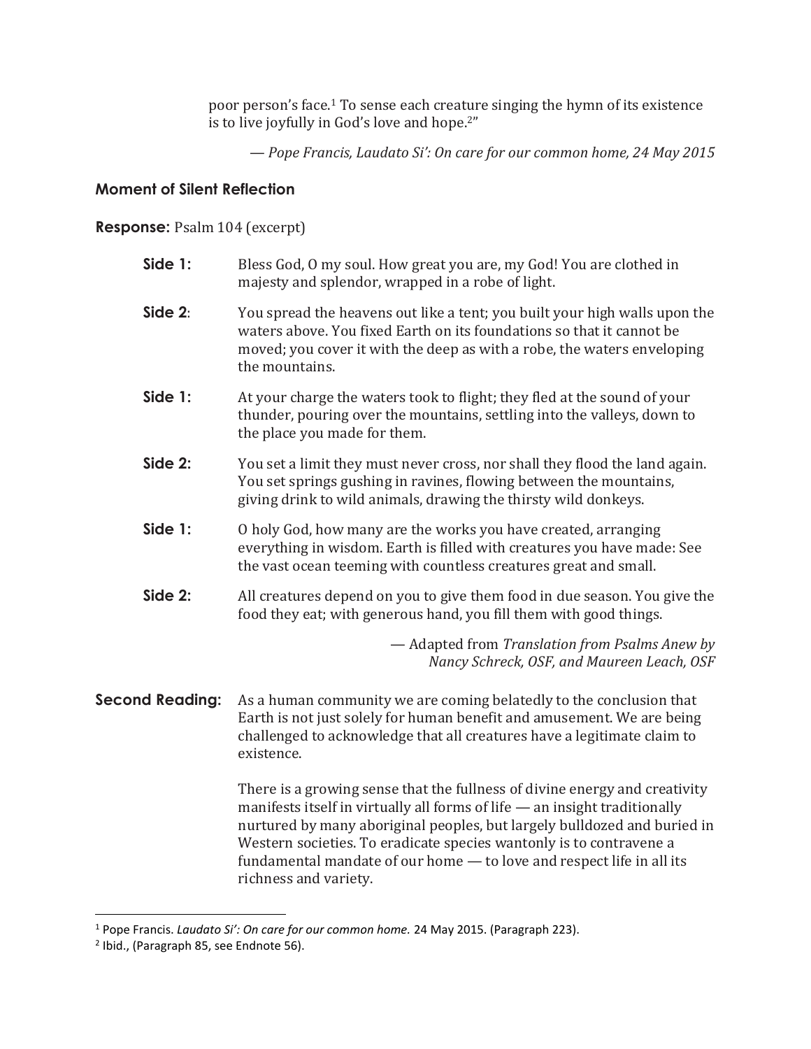poor person's face.[1] To sense each creature singing the hymn of its existence is to live joyfully in God's love and hope.[2]"

— *Pope Francis, Laudato Si': On care for our common home, 24 May 2015*

### Moment of Silent Reflection

**Response:** Psalm 104 (excerpt)

**Side 1:** Bless God, O my soul. How great you are, my God! You are clothed in majesty and splendor, wrapped in a robe of light.

**Side 2:** You spread the heavens out like a tent; you built your high walls upon the waters above. You fixed Earth on its foundations so that it cannot be moved; you cover it with the deep as with a robe, the waters enveloping the mountains.

**Side 1:** At your charge the waters took to flight; they fled at the sound of your thunder, pouring over the mountains, settling into the valleys, down to the place you made for them.

**Side 2:** You set a limit they must never cross, nor shall they flood the land again. You set springs gushing in ravines, flowing between the mountains, giving drink to wild animals, drawing the thirsty wild donkeys.

**Side 1:** O holy God, how many are the works you have created, arranging everything in wisdom. Earth is filled with creatures you have made: See the vast ocean teeming with countless creatures great and small.

**Side 2:** All creatures depend on you to give them food in due season. You give the food they eat; with generous hand, you fill them with good things.

— Adapted from *Translation from Psalms Anew by Nancy Schreck, OSF, and Maureen Leach, OSF*

**Second Reading:** As a human community we are coming belatedly to the conclusion that Earth is not just solely for human benefit and amusement. We are being challenged to acknowledge that all creatures have a legitimate claim to existence.

There is a growing sense that the fullness of divine energy and creativity manifests itself in virtually all forms of life — an insight traditionally nurtured by many aboriginal peoples, but largely bulldozed and buried in Western societies. To eradicate species wantonly is to contravene a fundamental mandate of our home — to love and respect life in all its richness and variety.

---

[1] Pope Francis. *Laudato Si': On care for our common home*. 24 May 2015. (Paragraph 223).

[2] Ibid., (Paragraph 85, see Endnote 56).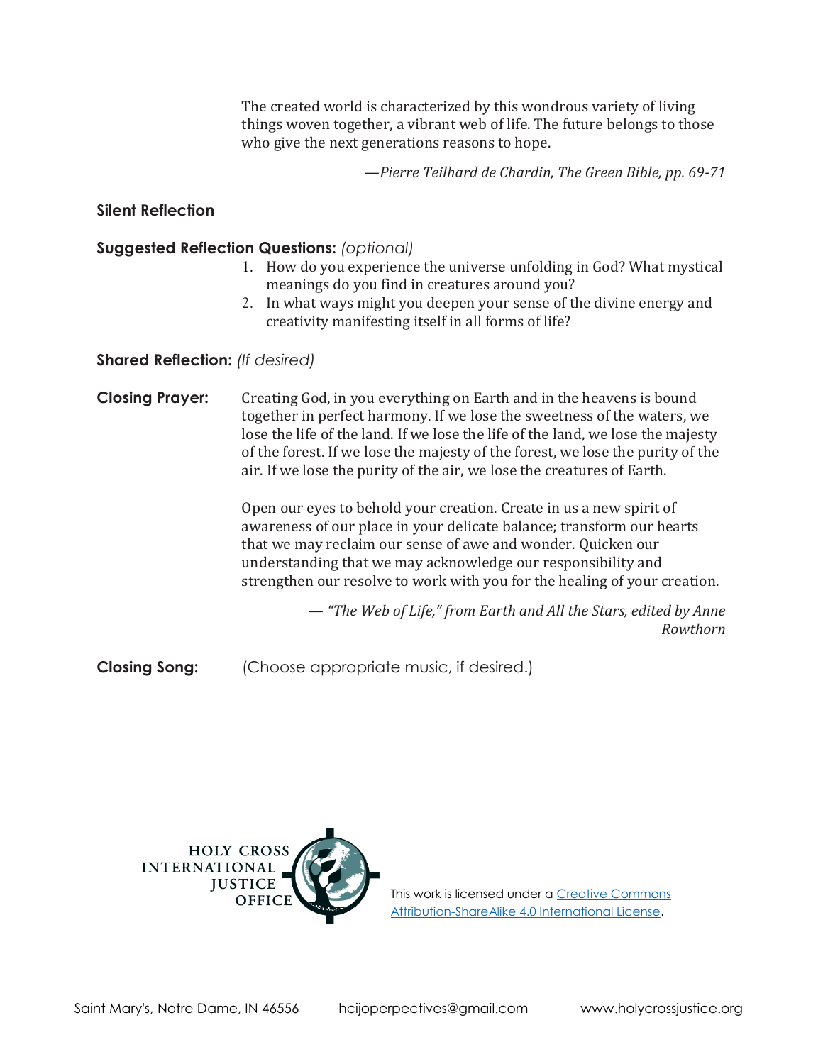The created world is characterized by this wondrous variety of living things woven together, a vibrant web of life. The future belongs to those who give the next generations reasons to hope.

*—Pierre Teilhard de Chardin, The Green Bible, pp. 69-71*

**Silent Reflection**

**Suggested Reflection Questions:** *(optional)*

1. How do you experience the universe unfolding in God? What mystical meanings do you find in creatures around you?
2. In what ways might you deepen your sense of the divine energy and creativity manifesting itself in all forms of life?

**Shared Reflection:** *(If desired)*

**Closing Prayer:** Creating God, in you everything on Earth and in the heavens is bound together in perfect harmony. If we lose the sweetness of the waters, we lose the life of the land. If we lose the life of the land, we lose the majesty of the forest. If we lose the majesty of the forest, we lose the purity of the air. If we lose the purity of the air, we lose the creatures of Earth.

Open our eyes to behold your creation. Create in us a new spirit of awareness of our place in your delicate balance; transform our hearts that we may reclaim our sense of awe and wonder. Quicken our understanding that we may acknowledge our responsibility and strengthen our resolve to work with you for the healing of your creation.

*— "The Web of Life," from Earth and All the Stars, edited by Anne Rowthorn*

**Closing Song:** (Choose appropriate music, if desired.)

HOLY CROSS INTERNATIONAL JUSTICE OFFICE

This work is licensed under a [Creative Commons Attribution-ShareAlike 4.0 International License](https://creativecommons.org/licenses/by-sa/4.0/).

Saint Mary's, Notre Dame, IN 46556    hcijoperpectives@gmail.com    www.holycrossjustice.org